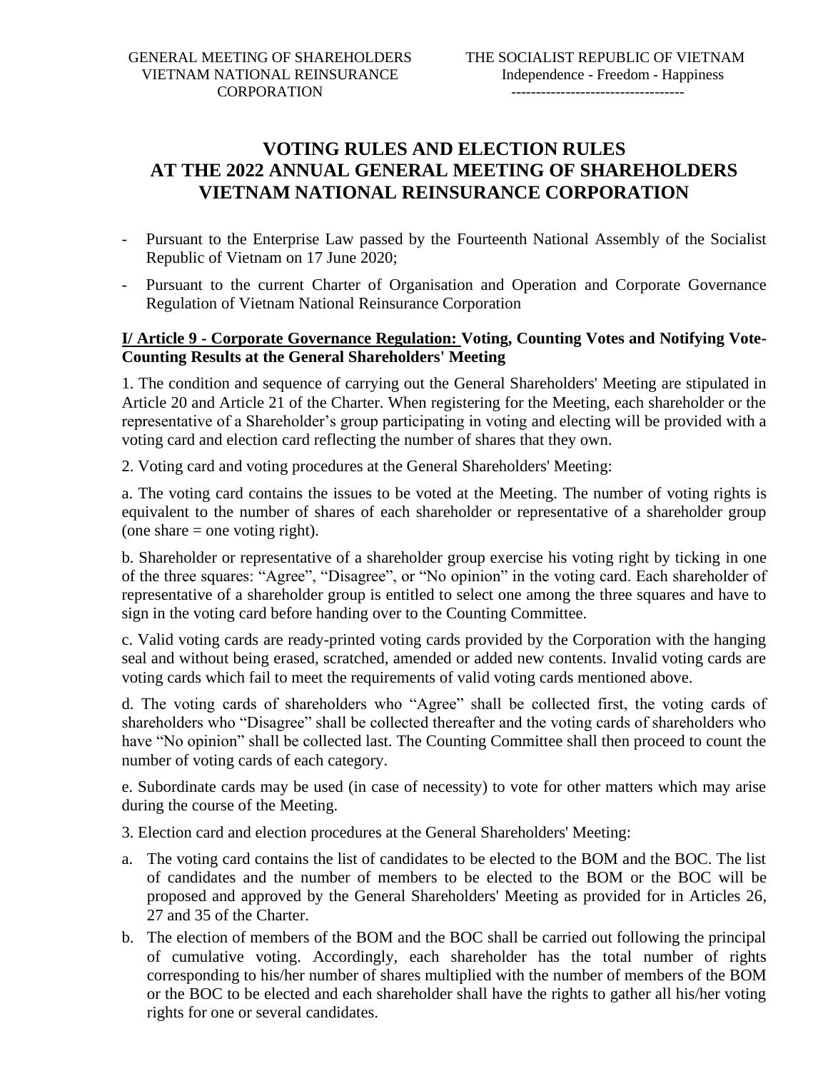GENERAL MEETING OF SHAREHOLDERS
VIETNAM NATIONAL REINSURANCE CORPORATION

THE SOCIALIST REPUBLIC OF VIETNAM
Independence - Freedom - Happiness
----------------------------------

# VOTING RULES AND ELECTION RULES AT THE 2022 ANNUAL GENERAL MEETING OF SHAREHOLDERS VIETNAM NATIONAL REINSURANCE CORPORATION

- Pursuant to the Enterprise Law passed by the Fourteenth National Assembly of the Socialist Republic of Vietnam on 17 June 2020;
- Pursuant to the current Charter of Organisation and Operation and Corporate Governance Regulation of Vietnam National Reinsurance Corporation

## I/ Article 9 - Corporate Governance Regulation: Voting, Counting Votes and Notifying Vote-Counting Results at the General Shareholders' Meeting

1. The condition and sequence of carrying out the General Shareholders' Meeting are stipulated in Article 20 and Article 21 of the Charter. When registering for the Meeting, each shareholder or the representative of a Shareholder's group participating in voting and electing will be provided with a voting card and election card reflecting the number of shares that they own.

2. Voting card and voting procedures at the General Shareholders' Meeting:

a. The voting card contains the issues to be voted at the Meeting. The number of voting rights is equivalent to the number of shares of each shareholder or representative of a shareholder group (one share = one voting right).

b. Shareholder or representative of a shareholder group exercise his voting right by ticking in one of the three squares: "Agree", "Disagree", or "No opinion" in the voting card. Each shareholder of representative of a shareholder group is entitled to select one among the three squares and have to sign in the voting card before handing over to the Counting Committee.

c. Valid voting cards are ready-printed voting cards provided by the Corporation with the hanging seal and without being erased, scratched, amended or added new contents. Invalid voting cards are voting cards which fail to meet the requirements of valid voting cards mentioned above.

d. The voting cards of shareholders who "Agree" shall be collected first, the voting cards of shareholders who "Disagree" shall be collected thereafter and the voting cards of shareholders who have "No opinion" shall be collected last. The Counting Committee shall then proceed to count the number of voting cards of each category.

e. Subordinate cards may be used (in case of necessity) to vote for other matters which may arise during the course of the Meeting.

3. Election card and election procedures at the General Shareholders' Meeting:

a. The voting card contains the list of candidates to be elected to the BOM and the BOC. The list of candidates and the number of members to be elected to the BOM or the BOC will be proposed and approved by the General Shareholders' Meeting as provided for in Articles 26, 27 and 35 of the Charter.

b. The election of members of the BOM and the BOC shall be carried out following the principal of cumulative voting. Accordingly, each shareholder has the total number of rights corresponding to his/her number of shares multiplied with the number of members of the BOM or the BOC to be elected and each shareholder shall have the rights to gather all his/her voting rights for one or several candidates.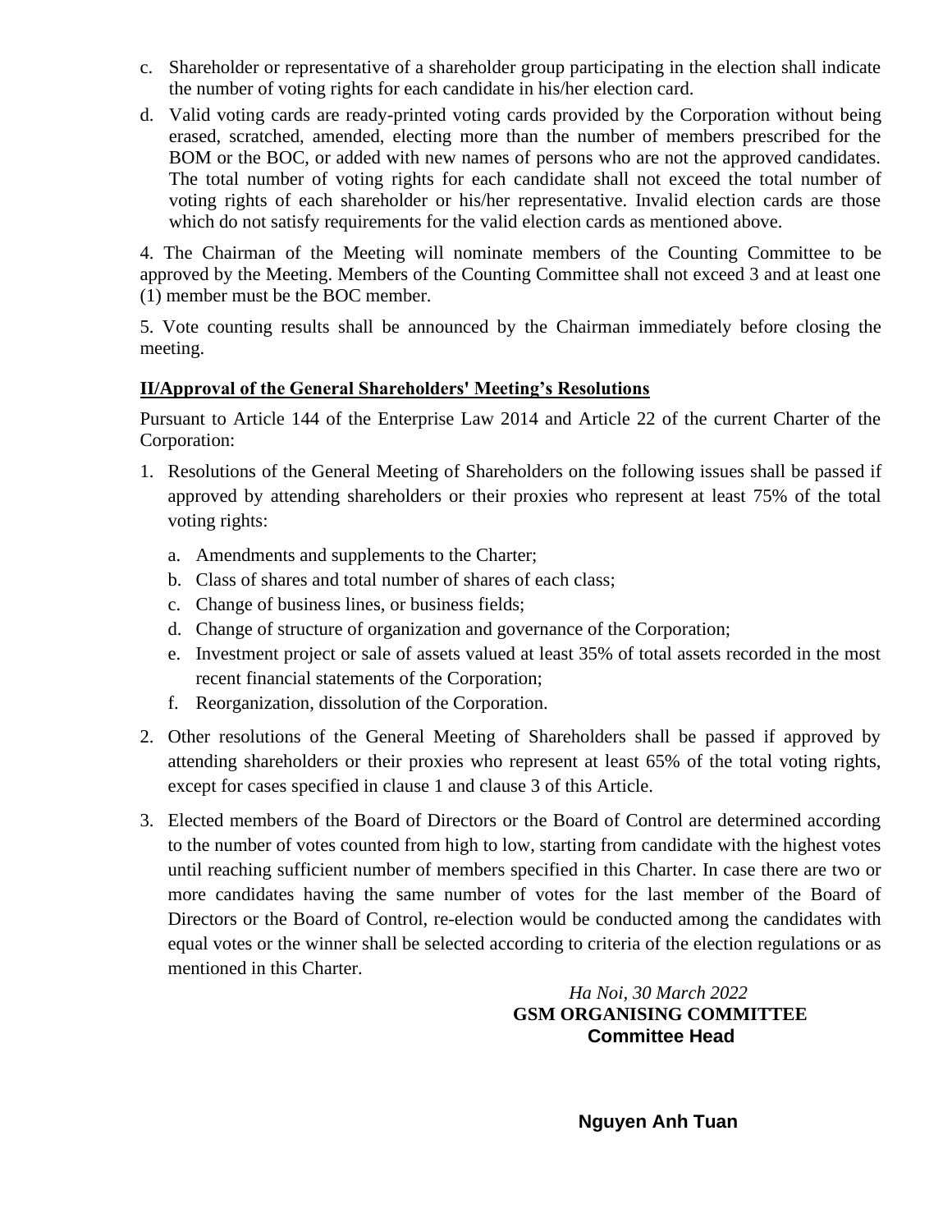c. Shareholder or representative of a shareholder group participating in the election shall indicate the number of voting rights for each candidate in his/her election card.

d. Valid voting cards are ready-printed voting cards provided by the Corporation without being erased, scratched, amended, electing more than the number of members prescribed for the BOM or the BOC, or added with new names of persons who are not the approved candidates. The total number of voting rights for each candidate shall not exceed the total number of voting rights of each shareholder or his/her representative. Invalid election cards are those which do not satisfy requirements for the valid election cards as mentioned above.

4. The Chairman of the Meeting will nominate members of the Counting Committee to be approved by the Meeting. Members of the Counting Committee shall not exceed 3 and at least one (1) member must be the BOC member.

5. Vote counting results shall be announced by the Chairman immediately before closing the meeting.

## II/Approval of the General Shareholders' Meeting's Resolutions

Pursuant to Article 144 of the Enterprise Law 2014 and Article 22 of the current Charter of the Corporation:

1. Resolutions of the General Meeting of Shareholders on the following issues shall be passed if approved by attending shareholders or their proxies who represent at least 75% of the total voting rights:
   a. Amendments and supplements to the Charter;
   b. Class of shares and total number of shares of each class;
   c. Change of business lines, or business fields;
   d. Change of structure of organization and governance of the Corporation;
   e. Investment project or sale of assets valued at least 35% of total assets recorded in the most recent financial statements of the Corporation;
   f. Reorganization, dissolution of the Corporation.
2. Other resolutions of the General Meeting of Shareholders shall be passed if approved by attending shareholders or their proxies who represent at least 65% of the total voting rights, except for cases specified in clause 1 and clause 3 of this Article.
3. Elected members of the Board of Directors or the Board of Control are determined according to the number of votes counted from high to low, starting from candidate with the highest votes until reaching sufficient number of members specified in this Charter. In case there are two or more candidates having the same number of votes for the last member of the Board of Directors or the Board of Control, re-election would be conducted among the candidates with equal votes or the winner shall be selected according to criteria of the election regulations or as mentioned in this Charter.

*Ha Noi, 30 March 2022*
**GSM ORGANISING COMMITTEE**
**Committee Head**

**Nguyen Anh Tuan**